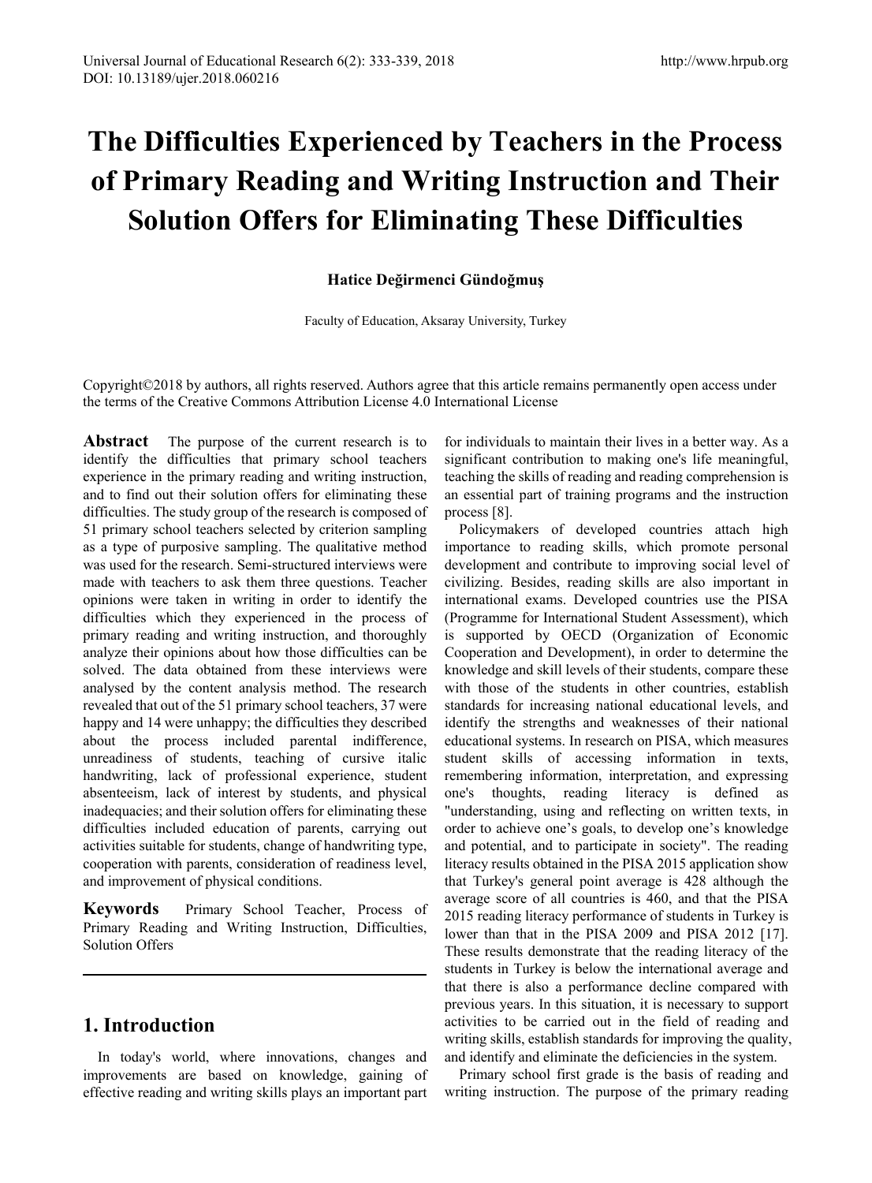# The Difficulties Experienced by Teachers in the Process of Primary Reading and Writing Instruction and Their Solution Offers for Eliminating These Difficulties

**Hatice Değirmenci Gündoğmuş**

Faculty of Education, Aksaray University, Turkey

Copyright©2018 by authors, all rights reserved. Authors agree that this article remains permanently open access under the terms of the Creative Commons Attribution License 4.0 International License

**Abstract** The purpose of the current research is to identify the difficulties that primary school teachers experience in the primary reading and writing instruction, and to find out their solution offers for eliminating these difficulties. The study group of the research is composed of 51 primary school teachers selected by criterion sampling as a type of purposive sampling. The qualitative method was used for the research. Semi-structured interviews were made with teachers to ask them three questions. Teacher opinions were taken in writing in order to identify the difficulties which they experienced in the process of primary reading and writing instruction, and thoroughly analyze their opinions about how those difficulties can be solved. The data obtained from these interviews were analysed by the content analysis method. The research revealed that out of the 51 primary school teachers, 37 were happy and 14 were unhappy; the difficulties they described about the process included parental indifference, unreadiness of students, teaching of cursive italic handwriting, lack of professional experience, student absenteeism, lack of interest by students, and physical inadequacies; and their solution offers for eliminating these difficulties included education of parents, carrying out activities suitable for students, change of handwriting type, cooperation with parents, consideration of readiness level, and improvement of physical conditions.

**Keywords** Primary School Teacher, Process of Primary Reading and Writing Instruction, Difficulties, Solution Offers

## 1. Introduction

In today's world, where innovations, changes and improvements are based on knowledge, gaining of effective reading and writing skills plays an important part for individuals to maintain their lives in a better way. As a significant contribution to making one's life meaningful, teaching the skills of reading and reading comprehension is an essential part of training programs and the instruction process [8].

Policymakers of developed countries attach high importance to reading skills, which promote personal development and contribute to improving social level of civilizing. Besides, reading skills are also important in international exams. Developed countries use the PISA (Programme for International Student Assessment), which is supported by OECD (Organization of Economic Cooperation and Development), in order to determine the knowledge and skill levels of their students, compare these with those of the students in other countries, establish standards for increasing national educational levels, and identify the strengths and weaknesses of their national educational systems. In research on PISA, which measures student skills of accessing information in texts, remembering information, interpretation, and expressing one's thoughts, reading literacy is defined as "understanding, using and reflecting on written texts, in order to achieve one's goals, to develop one's knowledge and potential, and to participate in society". The reading literacy results obtained in the PISA 2015 application show that Turkey's general point average is 428 although the average score of all countries is 460, and that the PISA 2015 reading literacy performance of students in Turkey is lower than that in the PISA 2009 and PISA 2012 [17]. These results demonstrate that the reading literacy of the students in Turkey is below the international average and that there is also a performance decline compared with previous years. In this situation, it is necessary to support activities to be carried out in the field of reading and writing skills, establish standards for improving the quality, and identify and eliminate the deficiencies in the system.

Primary school first grade is the basis of reading and writing instruction. The purpose of the primary reading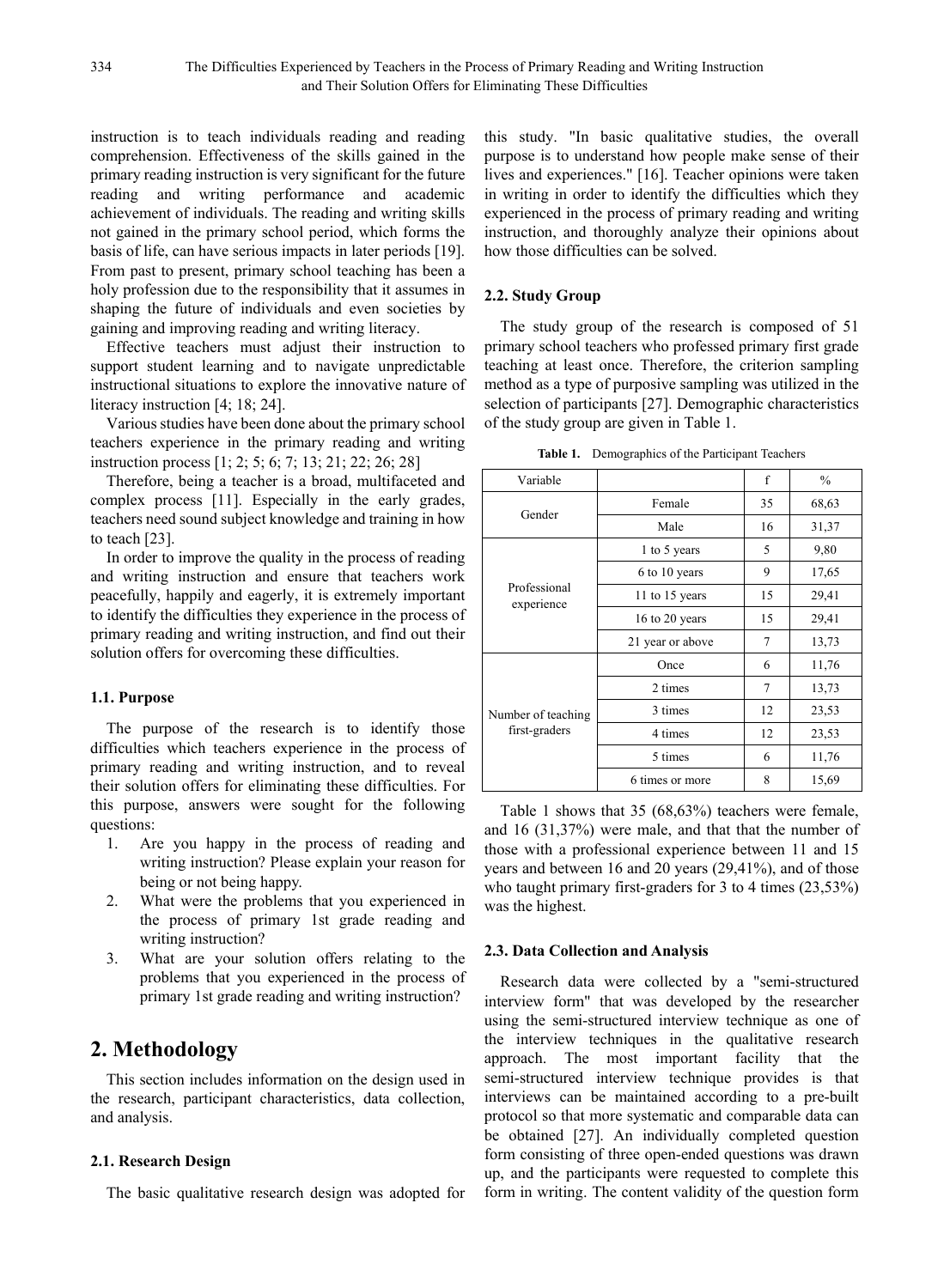instruction is to teach individuals reading and reading comprehension. Effectiveness of the skills gained in the primary reading instruction is very significant for the future reading and writing performance and academic achievement of individuals. The reading and writing skills not gained in the primary school period, which forms the basis of life, can have serious impacts in later periods [19]. From past to present, primary school teaching has been a holy profession due to the responsibility that it assumes in shaping the future of individuals and even societies by gaining and improving reading and writing literacy.

Effective teachers must adjust their instruction to support student learning and to navigate unpredictable instructional situations to explore the innovative nature of literacy instruction [4; 18; 24].

Various studies have been done about the primary school teachers experience in the primary reading and writing instruction process [1; 2; 5; 6; 7; 13; 21; 22; 26; 28]

Therefore, being a teacher is a broad, multifaceted and complex process [11]. Especially in the early grades, teachers need sound subject knowledge and training in how to teach [23].

In order to improve the quality in the process of reading and writing instruction and ensure that teachers work peacefully, happily and eagerly, it is extremely important to identify the difficulties they experience in the process of primary reading and writing instruction, and find out their solution offers for overcoming these difficulties.

### 1.1. Purpose

The purpose of the research is to identify those difficulties which teachers experience in the process of primary reading and writing instruction, and to reveal their solution offers for eliminating these difficulties. For this purpose, answers were sought for the following questions:

1. Are you happy in the process of reading and writing instruction? Please explain your reason for being or not being happy.
2. What were the problems that you experienced in the process of primary 1st grade reading and writing instruction?
3. What are your solution offers relating to the problems that you experienced in the process of primary 1st grade reading and writing instruction?

## 2. Methodology

This section includes information on the design used in the research, participant characteristics, data collection, and analysis.

### 2.1. Research Design

The basic qualitative research design was adopted for this study. "In basic qualitative studies, the overall purpose is to understand how people make sense of their lives and experiences." [16]. Teacher opinions were taken in writing in order to identify the difficulties which they experienced in the process of primary reading and writing instruction, and thoroughly analyze their opinions about how those difficulties can be solved.

### 2.2. Study Group

The study group of the research is composed of 51 primary school teachers who professed primary first grade teaching at least once. Therefore, the criterion sampling method as a type of purposive sampling was utilized in the selection of participants [27]. Demographic characteristics of the study group are given in Table 1.

**Table 1.** Demographics of the Participant Teachers

| Variable | | f | % |
|---|---|---|---|
| Gender | Female | 35 | 68,63 |
| | Male | 16 | 31,37 |
| Professional experience | 1 to 5 years | 5 | 9,80 |
| | 6 to 10 years | 9 | 17,65 |
| | 11 to 15 years | 15 | 29,41 |
| | 16 to 20 years | 15 | 29,41 |
| | 21 year or above | 7 | 13,73 |
| Number of teaching first-graders | Once | 6 | 11,76 |
| | 2 times | 7 | 13,73 |
| | 3 times | 12 | 23,53 |
| | 4 times | 12 | 23,53 |
| | 5 times | 6 | 11,76 |
| | 6 times or more | 8 | 15,69 |

Table 1 shows that 35 (68,63%) teachers were female, and 16 (31,37%) were male, and that that the number of those with a professional experience between 11 and 15 years and between 16 and 20 years (29,41%), and of those who taught primary first-graders for 3 to 4 times (23,53%) was the highest.

### 2.3. Data Collection and Analysis

Research data were collected by a "semi-structured interview form" that was developed by the researcher using the semi-structured interview technique as one of the interview techniques in the qualitative research approach. The most important facility that the semi-structured interview technique provides is that interviews can be maintained according to a pre-built protocol so that more systematic and comparable data can be obtained [27]. An individually completed question form consisting of three open-ended questions was drawn up, and the participants were requested to complete this form in writing. The content validity of the question form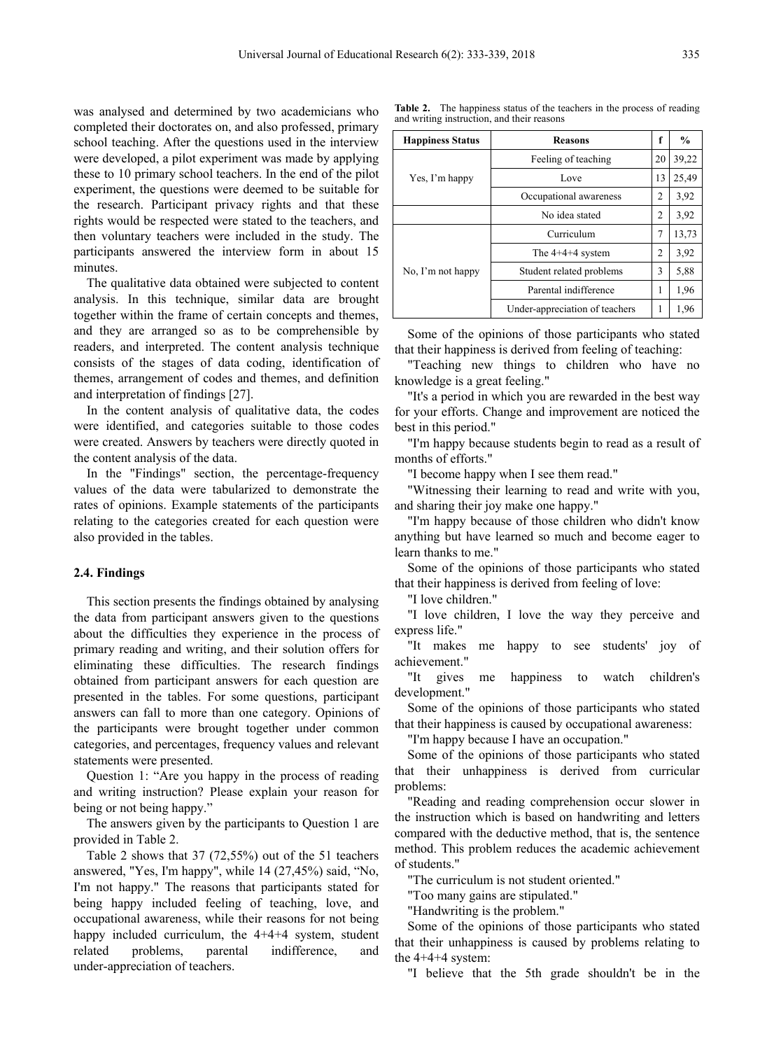was analysed and determined by two academicians who completed their doctorates on, and also professed, primary school teaching. After the questions used in the interview were developed, a pilot experiment was made by applying these to 10 primary school teachers. In the end of the pilot experiment, the questions were deemed to be suitable for the research. Participant privacy rights and that these rights would be respected were stated to the teachers, and then voluntary teachers were included in the study. The participants answered the interview form in about 15 minutes.

The qualitative data obtained were subjected to content analysis. In this technique, similar data are brought together within the frame of certain concepts and themes, and they are arranged so as to be comprehensible by readers, and interpreted. The content analysis technique consists of the stages of data coding, identification of themes, arrangement of codes and themes, and definition and interpretation of findings [27].

In the content analysis of qualitative data, the codes were identified, and categories suitable to those codes were created. Answers by teachers were directly quoted in the content analysis of the data.

In the "Findings" section, the percentage-frequency values of the data were tabularized to demonstrate the rates of opinions. Example statements of the participants relating to the categories created for each question were also provided in the tables.

### 2.4. Findings

This section presents the findings obtained by analysing the data from participant answers given to the questions about the difficulties they experience in the process of primary reading and writing, and their solution offers for eliminating these difficulties. The research findings obtained from participant answers for each question are presented in the tables. For some questions, participant answers can fall to more than one category. Opinions of the participants were brought together under common categories, and percentages, frequency values and relevant statements were presented.

Question 1: "Are you happy in the process of reading and writing instruction? Please explain your reason for being or not being happy."

The answers given by the participants to Question 1 are provided in Table 2.

Table 2 shows that 37 (72,55%) out of the 51 teachers answered, "Yes, I'm happy", while 14 (27,45%) said, "No, I'm not happy." The reasons that participants stated for being happy included feeling of teaching, love, and occupational awareness, while their reasons for not being happy included curriculum, the 4+4+4 system, student related problems, parental indifference, and under-appreciation of teachers.

**Table 2.** The happiness status of the teachers in the process of reading and writing instruction, and their reasons

| Happiness Status | Reasons | f | % |
|---|---|---|---|
| Yes, I'm happy | Feeling of teaching | 20 | 39,22 |
| | Love | 13 | 25,49 |
| | Occupational awareness | 2 | 3,92 |
| | No idea stated | 2 | 3,92 |
| No, I'm not happy | Curriculum | 7 | 13,73 |
| | The 4+4+4 system | 2 | 3,92 |
| | Student related problems | 3 | 5,88 |
| | Parental indifference | 1 | 1,96 |
| | Under-appreciation of teachers | 1 | 1,96 |

Some of the opinions of those participants who stated that their happiness is derived from feeling of teaching:

"Teaching new things to children who have no knowledge is a great feeling."

"It's a period in which you are rewarded in the best way for your efforts. Change and improvement are noticed the best in this period."

"I'm happy because students begin to read as a result of months of efforts."

"I become happy when I see them read."

"Witnessing their learning to read and write with you, and sharing their joy make one happy."

"I'm happy because of those children who didn't know anything but have learned so much and become eager to learn thanks to me."

Some of the opinions of those participants who stated that their happiness is derived from feeling of love:

"I love children."

"I love children, I love the way they perceive and express life."

"It makes me happy to see students' joy of achievement."

"It gives me happiness to watch children's development."

Some of the opinions of those participants who stated that their happiness is caused by occupational awareness:

"I'm happy because I have an occupation."

Some of the opinions of those participants who stated that their unhappiness is derived from curricular problems:

"Reading and reading comprehension occur slower in the instruction which is based on handwriting and letters compared with the deductive method, that is, the sentence method. This problem reduces the academic achievement of students."

"The curriculum is not student oriented."

"Too many gains are stipulated."

"Handwriting is the problem."

Some of the opinions of those participants who stated that their unhappiness is caused by problems relating to the 4+4+4 system:

"I believe that the 5th grade shouldn't be in the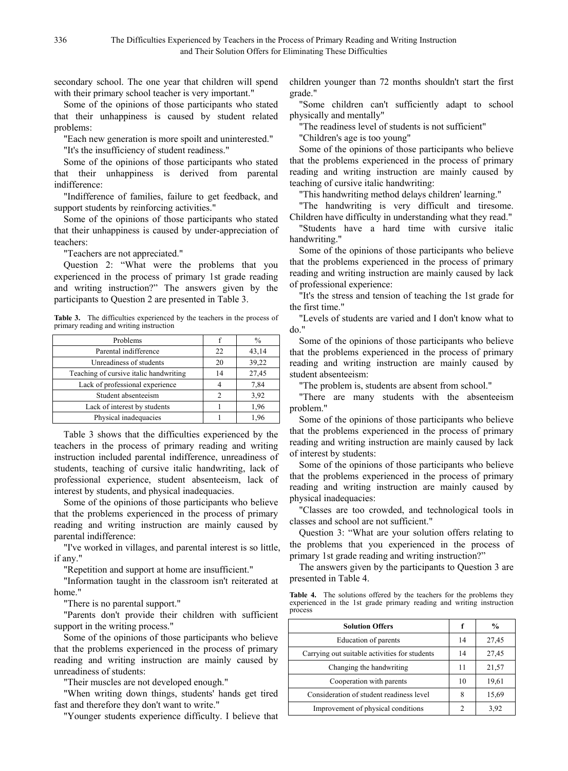secondary school. The one year that children will spend with their primary school teacher is very important."

Some of the opinions of those participants who stated that their unhappiness is caused by student related problems:

"Each new generation is more spoilt and uninterested."

"It's the insufficiency of student readiness."

Some of the opinions of those participants who stated that their unhappiness is derived from parental indifference:

"Indifference of families, failure to get feedback, and support students by reinforcing activities."

Some of the opinions of those participants who stated that their unhappiness is caused by under-appreciation of teachers:

"Teachers are not appreciated."

Question 2: "What were the problems that you experienced in the process of primary 1st grade reading and writing instruction?" The answers given by the participants to Question 2 are presented in Table 3.

**Table 3.** The difficulties experienced by the teachers in the process of primary reading and writing instruction

| Problems | f | % |
|---|---|---|
| Parental indifference | 22 | 43,14 |
| Unreadiness of students | 20 | 39,22 |
| Teaching of cursive italic handwriting | 14 | 27,45 |
| Lack of professional experience | 4 | 7,84 |
| Student absenteeism | 2 | 3,92 |
| Lack of interest by students | 1 | 1,96 |
| Physical inadequacies | 1 | 1,96 |

Table 3 shows that the difficulties experienced by the teachers in the process of primary reading and writing instruction included parental indifference, unreadiness of students, teaching of cursive italic handwriting, lack of professional experience, student absenteeism, lack of interest by students, and physical inadequacies.

Some of the opinions of those participants who believe that the problems experienced in the process of primary reading and writing instruction are mainly caused by parental indifference:

"I've worked in villages, and parental interest is so little, if any."

"Repetition and support at home are insufficient."

"Information taught in the classroom isn't reiterated at home."

"There is no parental support."

"Parents don't provide their children with sufficient support in the writing process."

Some of the opinions of those participants who believe that the problems experienced in the process of primary reading and writing instruction are mainly caused by unreadiness of students:

"Their muscles are not developed enough."

"When writing down things, students' hands get tired fast and therefore they don't want to write."

"Younger students experience difficulty. I believe that children younger than 72 months shouldn't start the first grade."

"Some children can't sufficiently adapt to school physically and mentally"

"The readiness level of students is not sufficient"

"Children's age is too young"

Some of the opinions of those participants who believe that the problems experienced in the process of primary reading and writing instruction are mainly caused by teaching of cursive italic handwriting:

"This handwriting method delays children' learning."

"The handwriting is very difficult and tiresome. Children have difficulty in understanding what they read."

"Students have a hard time with cursive italic handwriting."

Some of the opinions of those participants who believe that the problems experienced in the process of primary reading and writing instruction are mainly caused by lack of professional experience:

"It's the stress and tension of teaching the 1st grade for the first time."

"Levels of students are varied and I don't know what to do."

Some of the opinions of those participants who believe that the problems experienced in the process of primary reading and writing instruction are mainly caused by student absenteeism:

"The problem is, students are absent from school."

"There are many students with the absenteeism problem."

Some of the opinions of those participants who believe that the problems experienced in the process of primary reading and writing instruction are mainly caused by lack of interest by students:

Some of the opinions of those participants who believe that the problems experienced in the process of primary reading and writing instruction are mainly caused by physical inadequacies:

"Classes are too crowded, and technological tools in classes and school are not sufficient."

Question 3: "What are your solution offers relating to the problems that you experienced in the process of primary 1st grade reading and writing instruction?"

The answers given by the participants to Question 3 are presented in Table 4.

**Table 4.** The solutions offered by the teachers for the problems they experienced in the 1st grade primary reading and writing instruction process

| **Solution Offers** | **f** | **%** |
|---|---|---|
| Education of parents | 14 | 27,45 |
| Carrying out suitable activities for students | 14 | 27,45 |
| Changing the handwriting | 11 | 21,57 |
| Cooperation with parents | 10 | 19,61 |
| Consideration of student readiness level | 8 | 15,69 |
| Improvement of physical conditions | 2 | 3,92 |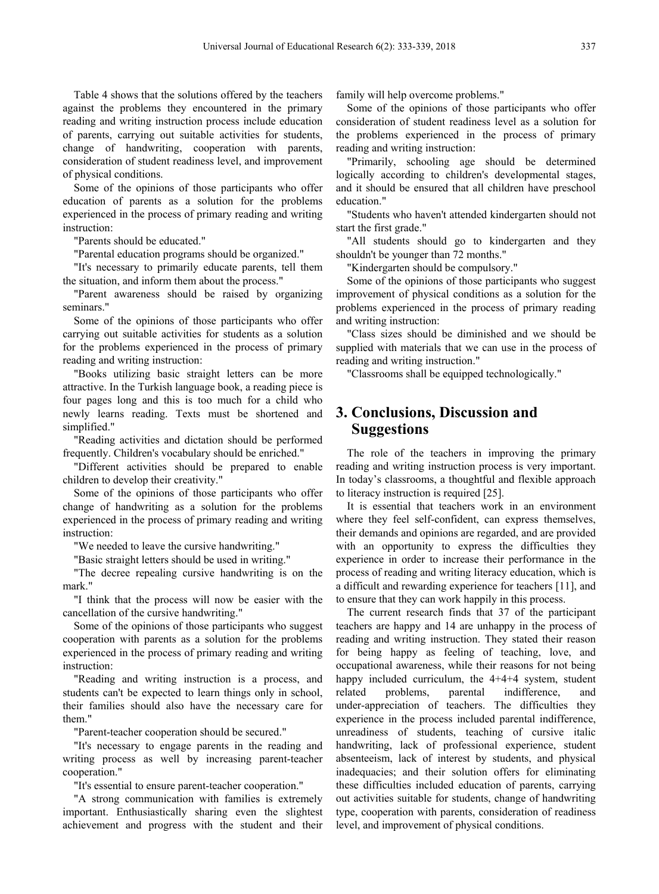Table 4 shows that the solutions offered by the teachers against the problems they encountered in the primary reading and writing instruction process include education of parents, carrying out suitable activities for students, change of handwriting, cooperation with parents, consideration of student readiness level, and improvement of physical conditions.

Some of the opinions of those participants who offer education of parents as a solution for the problems experienced in the process of primary reading and writing instruction:

"Parents should be educated."

"Parental education programs should be organized."

"It's necessary to primarily educate parents, tell them the situation, and inform them about the process."

"Parent awareness should be raised by organizing seminars."

Some of the opinions of those participants who offer carrying out suitable activities for students as a solution for the problems experienced in the process of primary reading and writing instruction:

"Books utilizing basic straight letters can be more attractive. In the Turkish language book, a reading piece is four pages long and this is too much for a child who newly learns reading. Texts must be shortened and simplified."

"Reading activities and dictation should be performed frequently. Children's vocabulary should be enriched."

"Different activities should be prepared to enable children to develop their creativity."

Some of the opinions of those participants who offer change of handwriting as a solution for the problems experienced in the process of primary reading and writing instruction:

"We needed to leave the cursive handwriting."

"Basic straight letters should be used in writing."

"The decree repealing cursive handwriting is on the mark."

"I think that the process will now be easier with the cancellation of the cursive handwriting."

Some of the opinions of those participants who suggest cooperation with parents as a solution for the problems experienced in the process of primary reading and writing instruction:

"Reading and writing instruction is a process, and students can't be expected to learn things only in school, their families should also have the necessary care for them."

"Parent-teacher cooperation should be secured."

"It's necessary to engage parents in the reading and writing process as well by increasing parent-teacher cooperation."

"It's essential to ensure parent-teacher cooperation."

"A strong communication with families is extremely important. Enthusiastically sharing even the slightest achievement and progress with the student and their family will help overcome problems."

Some of the opinions of those participants who offer consideration of student readiness level as a solution for the problems experienced in the process of primary reading and writing instruction:

"Primarily, schooling age should be determined logically according to children's developmental stages, and it should be ensured that all children have preschool education."

"Students who haven't attended kindergarten should not start the first grade."

"All students should go to kindergarten and they shouldn't be younger than 72 months."

"Kindergarten should be compulsory."

Some of the opinions of those participants who suggest improvement of physical conditions as a solution for the problems experienced in the process of primary reading and writing instruction:

"Class sizes should be diminished and we should be supplied with materials that we can use in the process of reading and writing instruction."

"Classrooms shall be equipped technologically."

# 3. Conclusions, Discussion and Suggestions

The role of the teachers in improving the primary reading and writing instruction process is very important. In today's classrooms, a thoughtful and flexible approach to literacy instruction is required [25].

It is essential that teachers work in an environment where they feel self-confident, can express themselves, their demands and opinions are regarded, and are provided with an opportunity to express the difficulties they experience in order to increase their performance in the process of reading and writing literacy education, which is a difficult and rewarding experience for teachers [11], and to ensure that they can work happily in this process.

The current research finds that 37 of the participant teachers are happy and 14 are unhappy in the process of reading and writing instruction. They stated their reason for being happy as feeling of teaching, love, and occupational awareness, while their reasons for not being happy included curriculum, the 4+4+4 system, student related problems, parental indifference, and under-appreciation of teachers. The difficulties they experience in the process included parental indifference, unreadiness of students, teaching of cursive italic handwriting, lack of professional experience, student absenteeism, lack of interest by students, and physical inadequacies; and their solution offers for eliminating these difficulties included education of parents, carrying out activities suitable for students, change of handwriting type, cooperation with parents, consideration of readiness level, and improvement of physical conditions.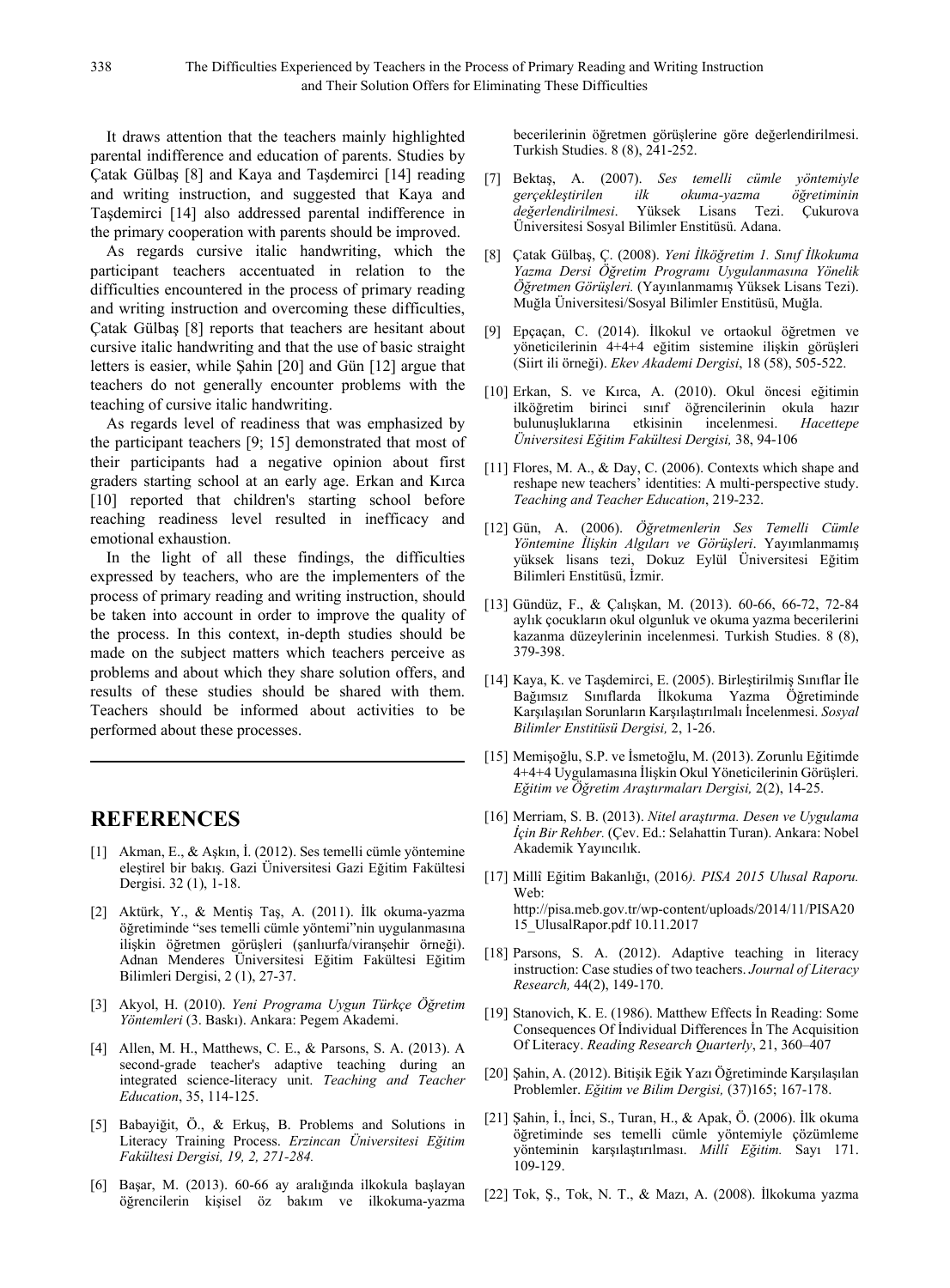It draws attention that the teachers mainly highlighted parental indifference and education of parents. Studies by Çatak Gülbaş [8] and Kaya and Taşdemirci [14] reading and writing instruction, and suggested that Kaya and Taşdemirci [14] also addressed parental indifference in the primary cooperation with parents should be improved.

As regards cursive italic handwriting, which the participant teachers accentuated in relation to the difficulties encountered in the process of primary reading and writing instruction and overcoming these difficulties, Çatak Gülbaş [8] reports that teachers are hesitant about cursive italic handwriting and that the use of basic straight letters is easier, while Şahin [20] and Gün [12] argue that teachers do not generally encounter problems with the teaching of cursive italic handwriting.

As regards level of readiness that was emphasized by the participant teachers [9; 15] demonstrated that most of their participants had a negative opinion about first graders starting school at an early age. Erkan and Kırca [10] reported that children's starting school before reaching readiness level resulted in inefficacy and emotional exhaustion.

In the light of all these findings, the difficulties expressed by teachers, who are the implementers of the process of primary reading and writing instruction, should be taken into account in order to improve the quality of the process. In this context, in-depth studies should be made on the subject matters which teachers perceive as problems and about which they share solution offers, and results of these studies should be shared with them. Teachers should be informed about activities to be performed about these processes.

## REFERENCES

[1] Akman, E., & Aşkın, İ. (2012). Ses temelli cümle yöntemine eleştirel bir bakış. Gazi Üniversitesi Gazi Eğitim Fakültesi Dergisi. 32 (1), 1-18.

[2] Aktürk, Y., & Mentiş Taş, A. (2011). İlk okuma-yazma öğretiminde "ses temelli cümle yöntemi"nin uygulanmasına ilişkin öğretmen görüşleri (şanlıurfa/viranşehir örneği). Adnan Menderes Üniversitesi Eğitim Fakültesi Eğitim Bilimleri Dergisi, 2 (1), 27-37.

[3] Akyol, H. (2010). *Yeni Programa Uygun Türkçe Öğretim Yöntemleri* (3. Baskı). Ankara: Pegem Akademi.

[4] Allen, M. H., Matthews, C. E., & Parsons, S. A. (2013). A second-grade teacher's adaptive teaching during an integrated science-literacy unit. *Teaching and Teacher Education*, 35, 114-125.

[5] Babayiğit, Ö., & Erkuş, B. Problems and Solutions in Literacy Training Process. *Erzincan Üniversitesi Eğitim Fakültesi Dergisi, 19, 2, 271-284.*

[6] Başar, M. (2013). 60-66 ay aralığında ilkokula başlayan öğrencilerin kişisel öz bakım ve ilkokuma-yazma becerilerinin öğretmen görüşlerine göre değerlendirilmesi. Turkish Studies. 8 (8), 241-252.

[7] Bektaş, A. (2007). *Ses temelli cümle yöntemiyle gerçekleştirilen ilk okuma-yazma öğretiminin değerlendirilmesi*. Yüksek Lisans Tezi. Çukurova Üniversitesi Sosyal Bilimler Enstitüsü. Adana.

[8] Çatak Gülbaş, Ç. (2008). *Yeni İlköğretim 1. Sınıf İlkokuma Yazma Dersi Öğretim Programı Uygulanmasına Yönelik Öğretmen Görüşleri.* (Yayınlanmamış Yüksek Lisans Tezi). Muğla Üniversitesi/Sosyal Bilimler Enstitüsü, Muğla.

[9] Epçaçan, C. (2014). İlkokul ve ortaokul öğretmen ve yöneticilerinin 4+4+4 eğitim sistemine ilişkin görüşleri (Siirt ili örneği). *Ekev Akademi Dergisi*, 18 (58), 505-522.

[10] Erkan, S. ve Kırca, A. (2010). Okul öncesi eğitimin ilköğretim birinci sınıf öğrencilerinin okula hazır bulunuşluklarına etkisinin incelenmesi. *Hacettepe Üniversitesi Eğitim Fakültesi Dergisi,* 38, 94-106

[11] Flores, M. A., & Day, C. (2006). Contexts which shape and reshape new teachers' identities: A multi-perspective study. *Teaching and Teacher Education*, 219-232.

[12] Gün, A. (2006). *Öğretmenlerin Ses Temelli Cümle Yöntemine İlişkin Algıları ve Görüşleri*. Yayınlanmamış yüksek lisans tezi, Dokuz Eylül Üniversitesi Eğitim Bilimleri Enstitüsü, İzmir.

[13] Gündüz, F., & Çalışkan, M. (2013). 60-66, 66-72, 72-84 aylık çocukların okul olgunluk ve okuma yazma becerilerini kazanma düzeylerinin incelenmesi. Turkish Studies. 8 (8), 379-398.

[14] Kaya, K. ve Taşdemirci, E. (2005). Birleştirilmiş Sınıflar İle Bağımsız Sınıflarda İlkokuma Yazma Öğretiminde Karşılaşılan Sorunların Karşılaştırılmalı İncelenmesi. *Sosyal Bilimler Enstitüsü Dergisi,* 2, 1-26.

[15] Memişoğlu, S.P. ve İsmetoğlu, M. (2013). Zorunlu Eğitimde 4+4+4 Uygulamasına İlişkin Okul Yöneticilerinin Görüşleri. *Eğitim ve Öğretim Araştırmaları Dergisi,* 2(2), 14-25.

[16] Merriam, S. B. (2013). *Nitel araştırma. Desen ve Uygulama İçin Bir Rehber.* (Çev. Ed.: Selahattin Turan). Ankara: Nobel Akademik Yayıncılık.

[17] Millî Eğitim Bakanlığı, (2016*). PISA 2015 Ulusal Raporu.* Web: http://pisa.meb.gov.tr/wp-content/uploads/2014/11/PISA2015_UlusalRapor.pdf 10.11.2017

[18] Parsons, S. A. (2012). Adaptive teaching in literacy instruction: Case studies of two teachers. *Journal of Literacy Research,* 44(2), 149-170.

[19] Stanovich, K. E. (1986). Matthew Effects İn Reading: Some Consequences Of İndividual Differences İn The Acquisition Of Literacy. *Reading Research Quarterly*, 21, 360–407

[20] Şahin, A. (2012). Bitişik Eğik Yazı Öğretiminde Karşılaşılan Problemler. *Eğitim ve Bilim Dergisi,* (37)165; 167-178.

[21] Şahin, İ., İnci, S., Turan, H., & Apak, Ö. (2006). İlk okuma öğretiminde ses temelli cümle yöntemiyle çözümleme yönteminin karşılaştırılması. *Millî Eğitim.* Sayı 171. 109-129.

[22] Tok, Ş., Tok, N. T., & Mazı, A. (2008). İlkokuma yazma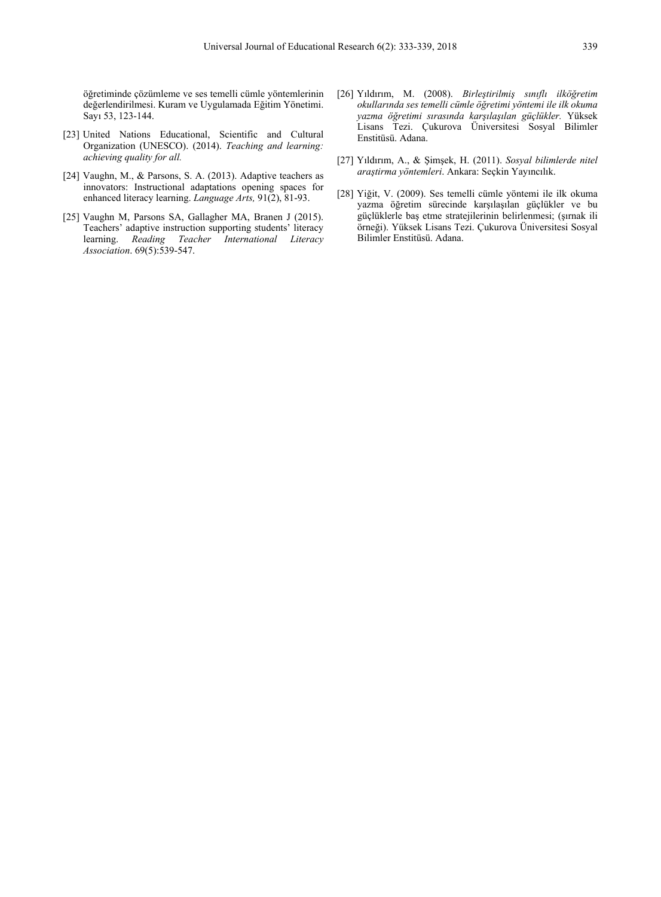öğretiminde çözümleme ve ses temelli cümle yöntemlerinin değerlendirilmesi. Kuram ve Uygulamada Eğitim Yönetimi. Sayı 53, 123-144.

[23] United Nations Educational, Scientific and Cultural Organization (UNESCO). (2014). *Teaching and learning: achieving quality for all.*

[24] Vaughn, M., & Parsons, S. A. (2013). Adaptive teachers as innovators: Instructional adaptations opening spaces for enhanced literacy learning. *Language Arts,* 91(2), 81-93.

[25] Vaughn M, Parsons SA, Gallagher MA, Branen J (2015). Teachers' adaptive instruction supporting students' literacy learning. *Reading Teacher International Literacy Association*. 69(5):539-547.

[26] Yıldırım, M. (2008). *Birleştirilmiş sınıflı ilköğretim okullarında ses temelli cümle öğretimi yöntemi ile ilk okuma yazma öğretimi sırasında karşılaşılan güçlükler.* Yüksek Lisans Tezi. Çukurova Üniversitesi Sosyal Bilimler Enstitüsü. Adana.

[27] Yıldırım, A., & Şimşek, H. (2011). *Sosyal bilimlerde nitel araştırma yöntemleri*. Ankara: Seçkin Yayıncılık.

[28] Yiğit, V. (2009). Ses temelli cümle yöntemi ile ilk okuma yazma öğretim sürecinde karşılaşılan güçlükler ve bu güçlüklerle baş etme stratejilerinin belirlenmesi; (şırnak ili örneği). Yüksek Lisans Tezi. Çukurova Üniversitesi Sosyal Bilimler Enstitüsü. Adana.